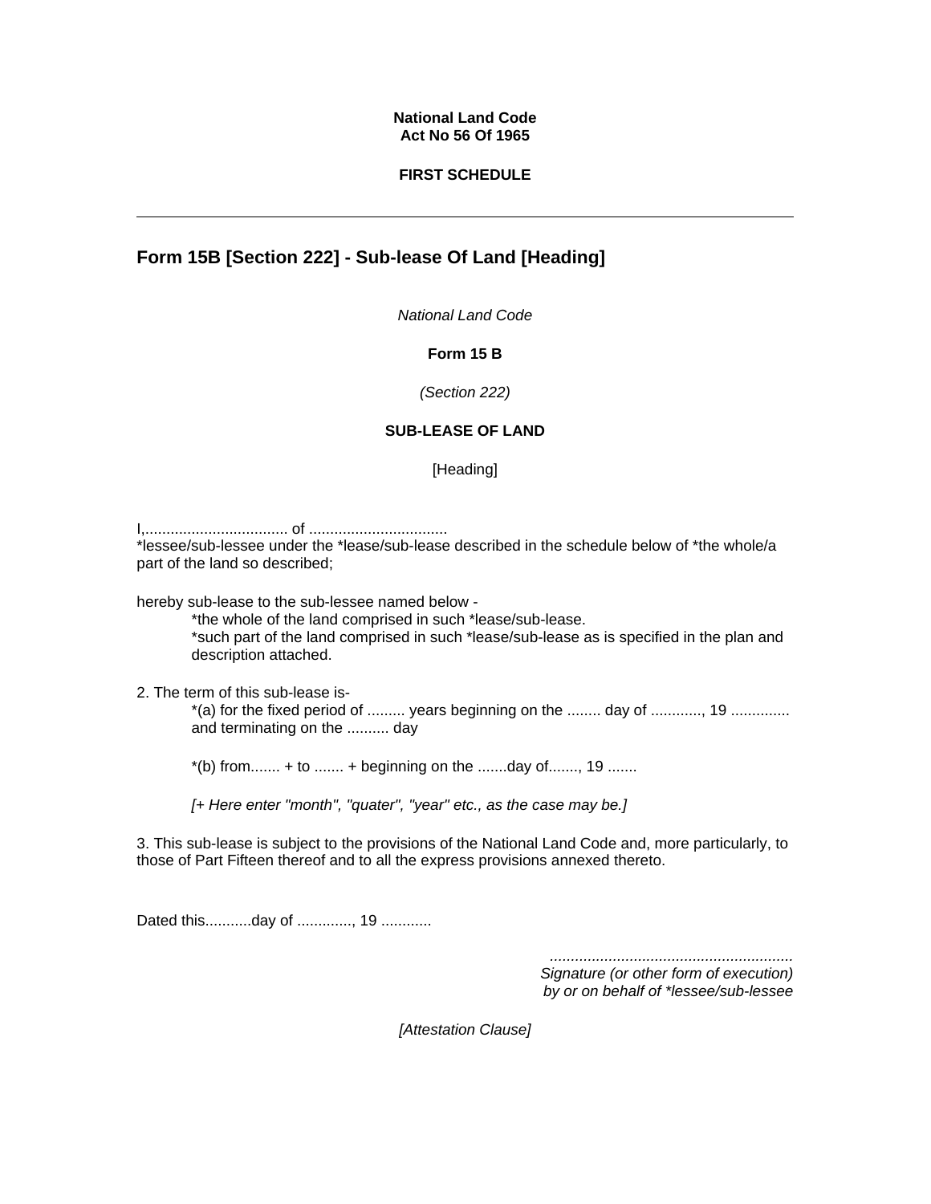**National Land Code**
**Act No 56 Of 1965**

**FIRST SCHEDULE**

---

## Form 15B [Section 222] - Sub-lease Of Land [Heading]

*National Land Code*

**Form 15 B**

*(Section 222)*

**SUB-LEASE OF LAND**

[Heading]

I,.................................. of ................................
*lessee/sub-lessee under the *lease/sub-lease described in the schedule below of *the whole/a part of the land so described;

hereby sub-lease to the sub-lessee named below -

> *the whole of the land comprised in such *lease/sub-lease.
> *such part of the land comprised in such *lease/sub-lease as is specified in the plan and description attached.

2. The term of this sub-lease is-

> *(a) for the fixed period of ......... years beginning on the ........ day of ............, 19 ............. and terminating on the .......... day
>
> *(b) from....... + to ....... + beginning on the .......day of......., 19 .......
>
> *[+ Here enter "month", "quater", "year" etc., as the case may be.]*

3. This sub-lease is subject to the provisions of the National Land Code and, more particularly, to those of Part Fifteen thereof and to all the express provisions annexed thereto.

Dated this...........day of ............., 19 ............

.........................................................
*Signature (or other form of execution)*
*by or on behalf of *lessee/sub-lessee*

*[Attestation Clause]*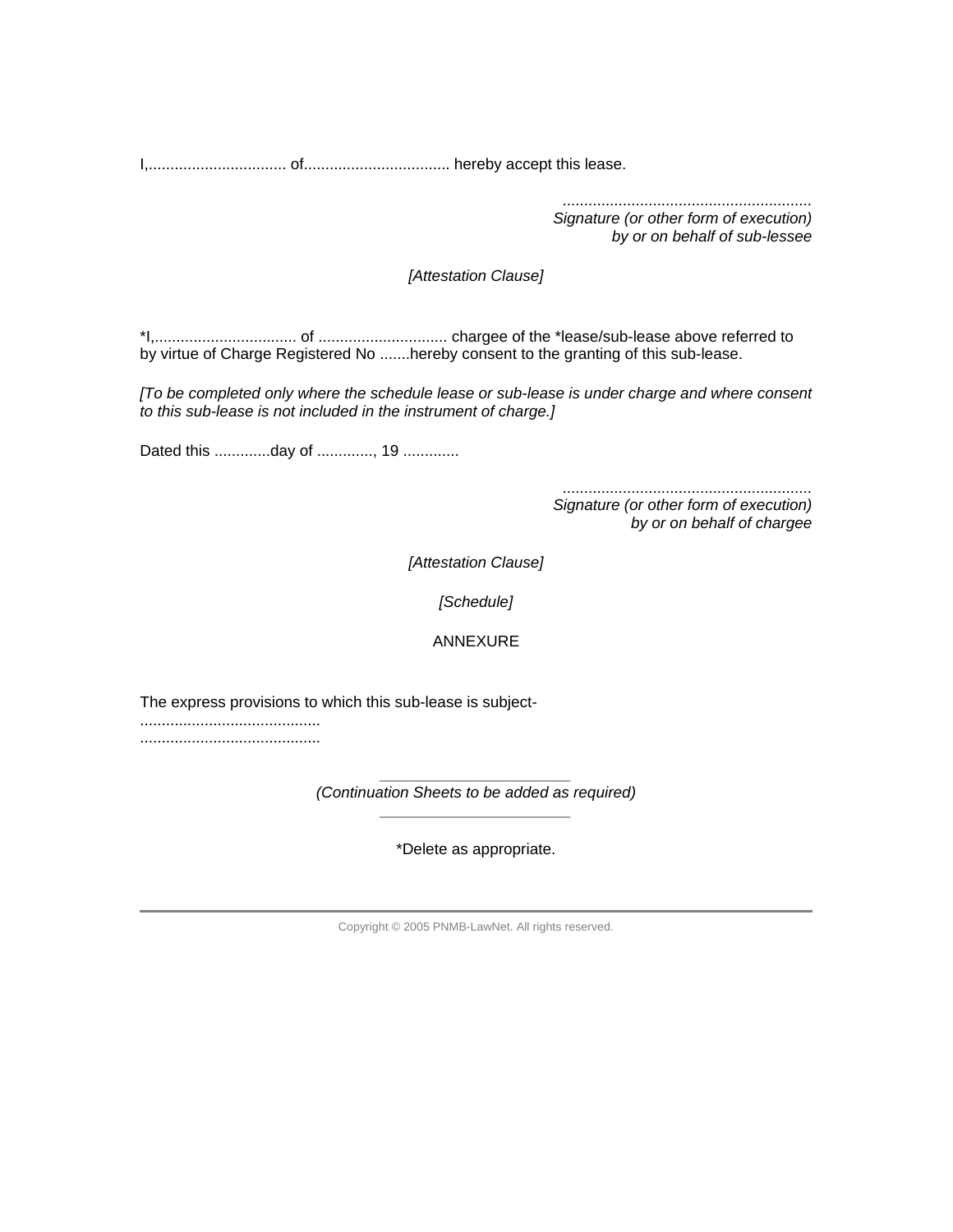I,................................ of................................. hereby accept this lease.

.........................................................
*Signature (or other form of execution)*
*by or on behalf of sub-lessee*

*[Attestation Clause]*

*I,................................. of .............................. chargee of the *lease/sub-lease above referred to by virtue of Charge Registered No .......hereby consent to the granting of this sub-lease.

*[To be completed only where the schedule lease or sub-lease is under charge and where consent to this sub-lease is not included in the instrument of charge.]*

Dated this .............day of ............., 19 .............

.........................................................
*Signature (or other form of execution)*
*by or on behalf of chargee*

*[Attestation Clause]*

*[Schedule]*

ANNEXURE

The express provisions to which this sub-lease is subject-
..........................................
..........................................

---

*(Continuation Sheets to be added as required)*

---

*Delete as appropriate.